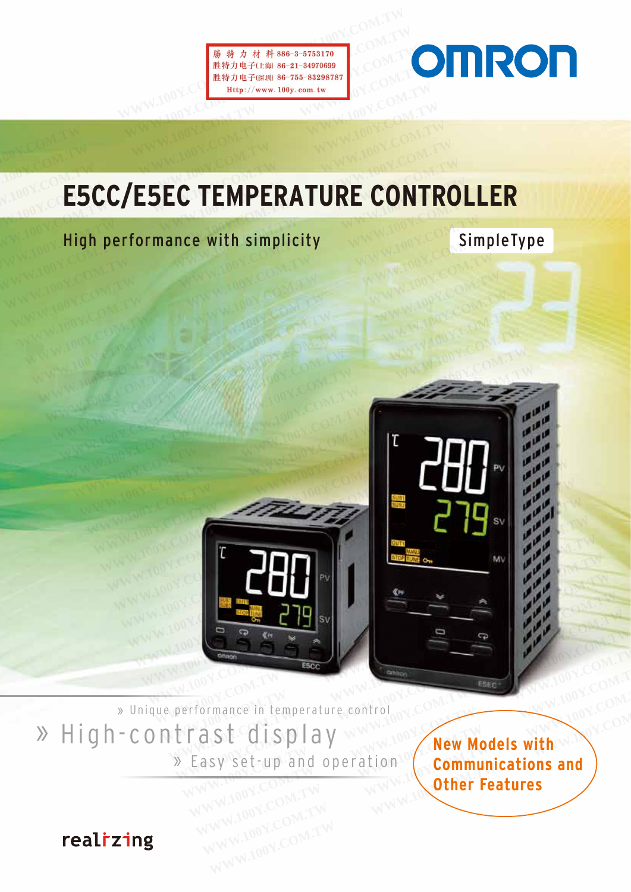勝特力材料 886-3-5753170
胜特力电子(上海) 86-21-34970699
胜特力电子(深圳) 86-755-83298787
Http://www.100y.com.tw

OMRON

# E5CC/E5EC TEMPERATURE CONTROLLER

High performance with simplicity

SimpleType

» Unique performance in temperature control

» High-contrast display

» Easy set-up and operation

**New Models with Communications and Other Features**

realizing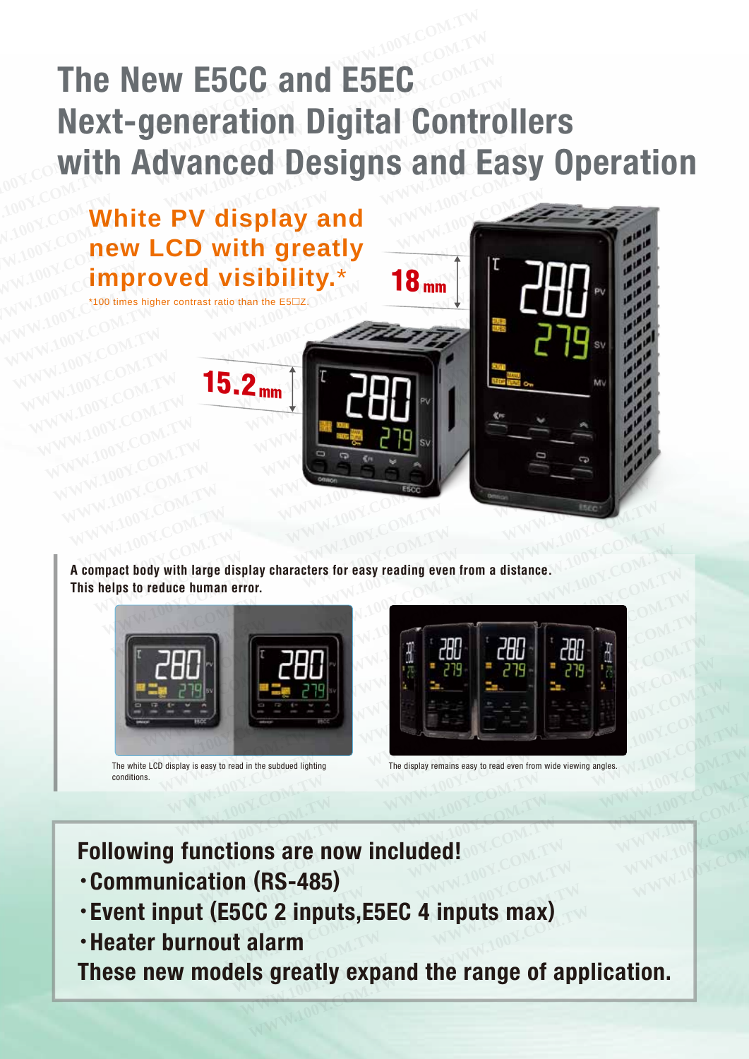# The New E5CC and E5EC Next-generation Digital Controllers with Advanced Designs and Easy Operation

## White PV display and new LCD with greatly improved visibility.*

*100 times higher contrast ratio than the E5□Z.

15.2 mm

18 mm

**A compact body with large display characters for easy reading even from a distance. This helps to reduce human error.**

The white LCD display is easy to read in the subdued lighting conditions.

The display remains easy to read even from wide viewing angles.

**Following functions are now included!**

- **Communication (RS-485)**
- **Event input (E5CC 2 inputs,E5EC 4 inputs max)**
- **Heater burnout alarm**

**These new models greatly expand the range of application.**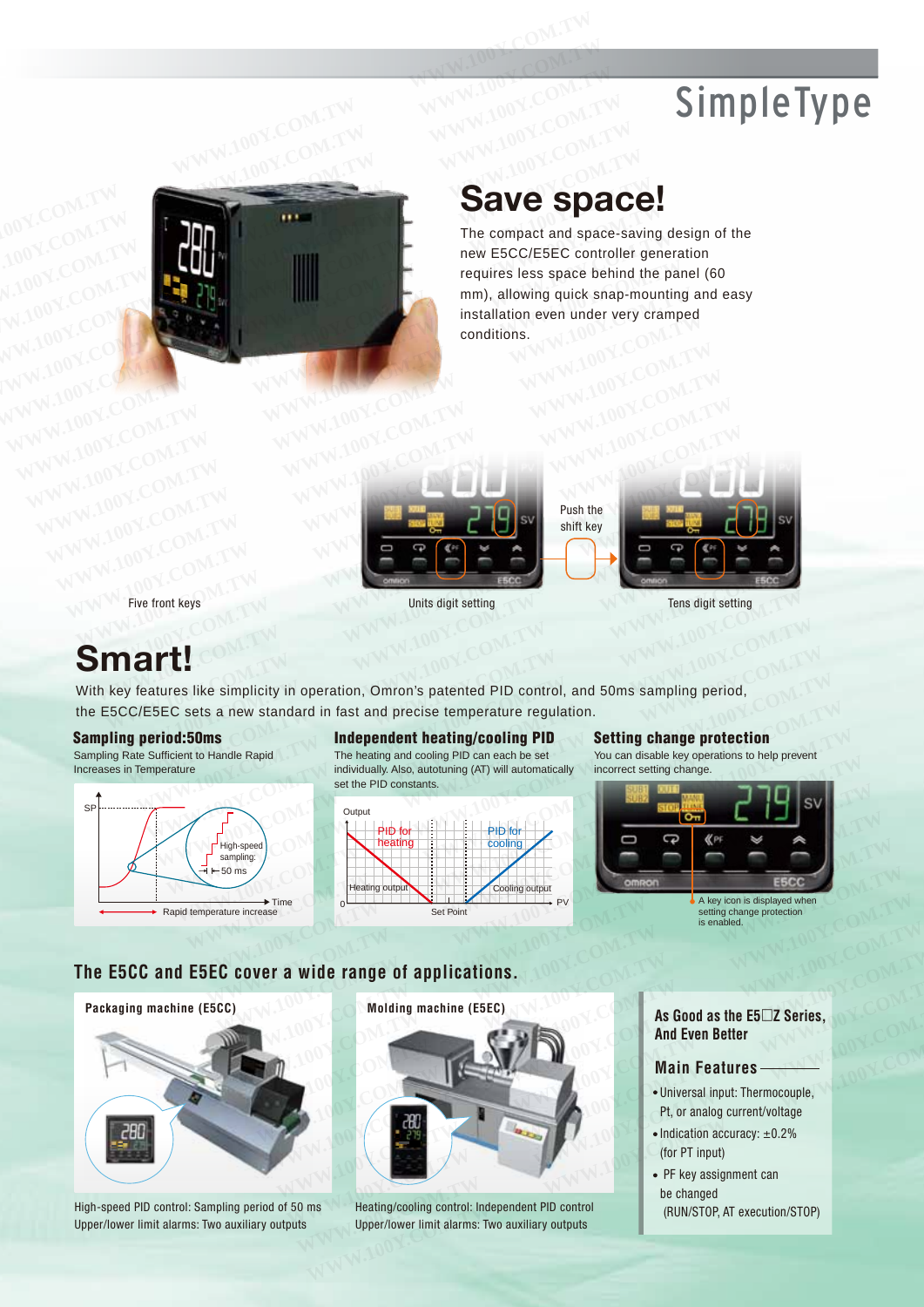# SimpleType

## Save space!

The compact and space-saving design of the new E5CC/E5EC controller generation requires less space behind the panel (60 mm), allowing quick snap-mounting and easy installation even under very cramped conditions.

Five front keys

Units digit setting

Push the shift key

Tens digit setting

## Smart!

With key features like simplicity in operation, Omron's patented PID control, and 50ms sampling period, the E5CC/E5EC sets a new standard in fast and precise temperature regulation.

### Sampling period:50ms

Sampling Rate Sufficient to Handle Rapid Increases in Temperature

SP

High-speed sampling: 50 ms

Time

Rapid temperature increase

### Independent heating/cooling PID

The heating and cooling PID can each be set individually. Also, autotuning (AT) will automatically set the PID constants.

Output

PID for heating

PID for cooling

Heating output

Cooling output

0

Set Point

PV

### Setting change protection

You can disable key operations to help prevent incorrect setting change.

A key icon is displayed when setting change protection is enabled.

## The E5CC and E5EC cover a wide range of applications.

**Packaging machine (E5CC)**

High-speed PID control: Sampling period of 50 ms
Upper/lower limit alarms: Two auxiliary outputs

**Molding machine (E5EC)**

Heating/cooling control: Independent PID control
Upper/lower limit alarms: Two auxiliary outputs

### As Good as the E5□Z Series, And Even Better

#### Main Features

- Universal input: Thermocouple, Pt, or analog current/voltage
- Indication accuracy: ±0.2% (for PT input)
- PF key assignment can be changed (RUN/STOP, AT execution/STOP)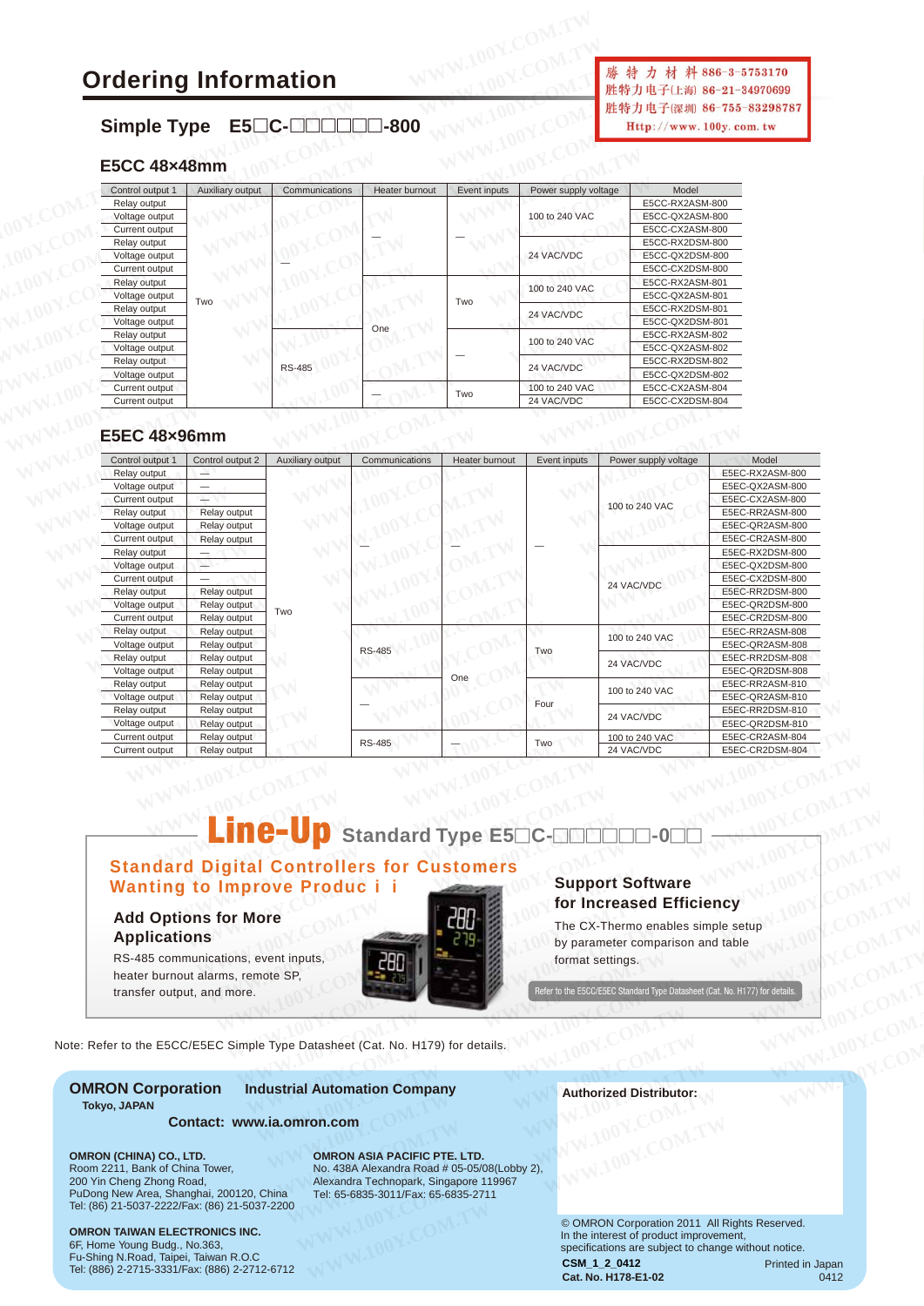## Ordering Information

勝特力材料 886-3-5753170
胜特力电子(上海) 86-21-34970699
胜特力电子(深圳) 86-755-83298787
Http://www.100y.com.tw

### Simple Type E5□C-□□□□□□-800

#### E5CC 48×48mm

| Control output 1 | Auxiliary output | Communications | Heater burnout | Event inputs | Power supply voltage | Model |
|---|---|---|---|---|---|---|
| Relay output | Two | — | — | — | 100 to 240 VAC | E5CC-RX2ASM-800 |
| Voltage output | | | | | | E5CC-QX2ASM-800 |
| Current output | | | | | | E5CC-CX2ASM-800 |
| Relay output | | | | | 24 VAC/VDC | E5CC-RX2DSM-800 |
| Voltage output | | | | | | E5CC-QX2DSM-800 |
| Current output | | | | | | E5CC-CX2DSM-800 |
| Relay output | | | One | Two | 100 to 240 VAC | E5CC-RX2ASM-801 |
| Voltage output | | | | | | E5CC-QX2ASM-801 |
| Relay output | | | | | 24 VAC/VDC | E5CC-RX2DSM-801 |
| Voltage output | | | | | | E5CC-QX2DSM-801 |
| Relay output | | RS-485 | | — | 100 to 240 VAC | E5CC-RX2ASM-802 |
| Voltage output | | | | | | E5CC-QX2ASM-802 |
| Relay output | | | | | 24 VAC/VDC | E5CC-RX2DSM-802 |
| Voltage output | | | | | | E5CC-QX2DSM-802 |
| Current output | | | — | Two | 100 to 240 VAC | E5CC-CX2ASM-804 |
| Current output | | | | | 24 VAC/VDC | E5CC-CX2DSM-804 |

#### E5EC 48×96mm

| Control output 1 | Control output 2 | Auxiliary output | Communications | Heater burnout | Event inputs | Power supply voltage | Model |
|---|---|---|---|---|---|---|---|
| Relay output | — | Two | — | — | — | 100 to 240 VAC | E5EC-RX2ASM-800 |
| Voltage output | — | | | | | | E5EC-QX2ASM-800 |
| Current output | — | | | | | | E5EC-CX2ASM-800 |
| Relay output | Relay output | | | | | | E5EC-RR2ASM-800 |
| Voltage output | Relay output | | | | | | E5EC-QR2ASM-800 |
| Current output | Relay output | | | | | | E5EC-CR2ASM-800 |
| Relay output | — | | | | | 24 VAC/VDC | E5EC-RX2DSM-800 |
| Voltage output | — | | | | | | E5EC-QX2DSM-800 |
| Current output | — | | | | | | E5EC-CX2DSM-800 |
| Relay output | Relay output | | | | | | E5EC-RR2DSM-800 |
| Voltage output | Relay output | | | | | | E5EC-QR2DSM-800 |
| Current output | Relay output | | | | | | E5EC-CR2DSM-800 |
| Relay output | Relay output | | RS-485 | One | Two | 100 to 240 VAC | E5EC-RR2ASM-808 |
| Voltage output | Relay output | | | | | | E5EC-QR2ASM-808 |
| Relay output | Relay output | | | | | 24 VAC/VDC | E5EC-RR2DSM-808 |
| Voltage output | Relay output | | | | | | E5EC-QR2DSM-808 |
| Relay output | Relay output | | — | | Four | 100 to 240 VAC | E5EC-RR2ASM-810 |
| Voltage output | Relay output | | | | | | E5EC-QR2ASM-810 |
| Relay output | Relay output | | | | | 24 VAC/VDC | E5EC-RR2DSM-810 |
| Voltage output | Relay output | | | | | | E5EC-QR2DSM-810 |
| Current output | Relay output | | RS-485 | — | Two | 100 to 240 VAC | E5EC-CR2ASM-804 |
| Current output | Relay output | | | | | 24 VAC/VDC | E5EC-CR2DSM-804 |

## Line-Up Standard Type E5□C-□□□□□□-0□□

**Standard Digital Controllers for Customers Wanting to Improve Produc i i**

**Add Options for More Applications**

RS-485 communications, event inputs, heater burnout alarms, remote SP, transfer output, and more.

**Support Software for Increased Efficiency**

The CX-Thermo enables simple setup by parameter comparison and table format settings.

Refer to the E5CC/E5EC Standard Type Datasheet (Cat. No. H177) for details.

Note: Refer to the E5CC/E5EC Simple Type Datasheet (Cat. No. H179) for details.

**OMRON Corporation** **Industrial Automation Company**
**Tokyo, JAPAN**

**Contact: www.ia.omron.com**

**OMRON (CHINA) CO., LTD.**
Room 2211, Bank of China Tower,
200 Yin Cheng Zhong Road,
PuDong New Area, Shanghai, 200120, China
Tel: (86) 21-5037-2222/Fax: (86) 21-5037-2200

**OMRON TAIWAN ELECTRONICS INC.**
6F, Home Young Budg., No.363,
Fu-Shing N.Road, Taipei, Taiwan R.O.C
Tel: (886) 2-2715-3331/Fax: (886) 2-2712-6712

**OMRON ASIA PACIFIC PTE. LTD.**
No. 438A Alexandra Road # 05-05/08(Lobby 2),
Alexandra Technopark, Singapore 119967
Tel: 65-6835-3011/Fax: 65-6835-2711

**Authorized Distributor:**

© OMRON Corporation 2011 All Rights Reserved.
In the interest of product improvement, specifications are subject to change without notice.

**CSM_1_2_0412**
**Cat. No. H178-E1-02**

Printed in Japan
0412